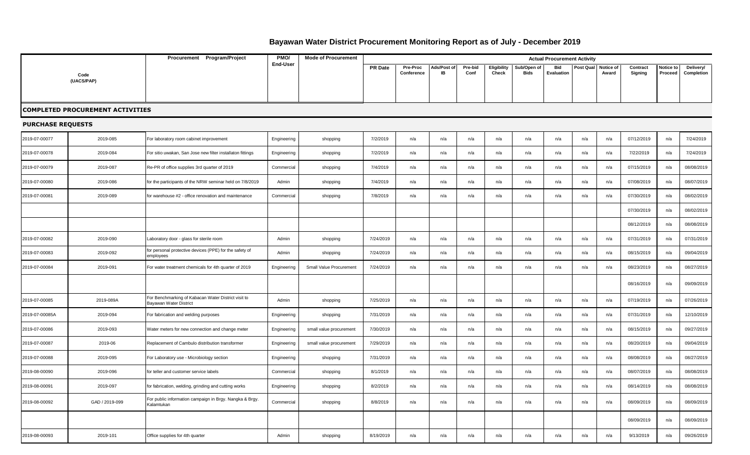# Bayawan Water District Procurement Monitoring Report as of July - December 2019

| Code (UACS/PAP) | | Procurement Program/Project | PMO/ End-User | Mode of Procurement | Actual Procurement Activity | | | | | | | | | | | |
|---|---|---|---|---|---|---|---|---|---|---|---|---|---|---|---|---|
| | | | | | PR Date | Pre-Proc Conference | Ads/Post of IB | Pre-bid Conf | Eligibility Check | Sub/Open of Bids | Bid Evaluation | Post Qual | Notice of Award | Contract Signing | Notice to Proceed | Delivery/ Completion |
| **COMPLETED PROCUREMENT ACTIVITIES** | | | | | | | | | | | | | | | | |
| **PURCHASE REQUESTS** | | | | | | | | | | | | | | | | |
| 2019-07-00077 | 2019-085 | For laboratory room cabinet improvement | Engineering | shopping | 7/2/2019 | n/a | n/a | n/a | n/a | n/a | n/a | n/a | n/a | 07/12/2019 | n/a | 7/24/2019 |
| 2019-07-00078 | 2019-084 | For sitio uwakan, San Jose new filter installaton fittings | Engineering | shopping | 7/2/2019 | n/a | n/a | n/a | n/a | n/a | n/a | n/a | n/a | 7/22/2019 | n/a | 7/24/2019 |
| 2019-07-00079 | 2019-087 | Re-PR of office supplies 3rd quarter of 2019 | Commercial | shopping | 7/4/2019 | n/a | n/a | n/a | n/a | n/a | n/a | n/a | n/a | 07/15/2019 | n/a | 08/08/2019 |
| 2019-07-00080 | 2019-086 | for the participants of the NRW seminar held on 7/8/2019 | Admin | shopping | 7/4/2019 | n/a | n/a | n/a | n/a | n/a | n/a | n/a | n/a | 07/08/2019 | n/a | 08/07/2019 |
| 2019-07-00081 | 2019-089 | for warehouse #2 - office renovation and maintenance | Commercial | shopping | 7/8/2019 | n/a | n/a | n/a | n/a | n/a | n/a | n/a | n/a | 07/30/2019 | n/a | 08/02/2019 |
| | | | | | | | | | | | | | | 07/30/2019 | n/a | 08/02/2019 |
| | | | | | | | | | | | | | | 08/12/2019 | n/a | 08/08/2019 |
| 2019-07-00082 | 2019-090 | Laboratory door - glass for sterile room | Admin | shopping | 7/24/2019 | n/a | n/a | n/a | n/a | n/a | n/a | n/a | n/a | 07/31/2019 | n/a | 07/31/2019 |
| 2019-07-00083 | 2019-092 | for personal protective devices (PPE) for the safety of employees | Admin | shopping | 7/24/2019 | n/a | n/a | n/a | n/a | n/a | n/a | n/a | n/a | 08/15/2019 | n/a | 09/04/2019 |
| 2019-07-00084 | 2019-091 | For water treatment chemicals for 4th quarter of 2019 | Engineering | Small Value Procurement | 7/24/2019 | n/a | n/a | n/a | n/a | n/a | n/a | n/a | n/a | 08/23/2019 | n/a | 08/27/2019 |
| | | | | | | | | | | | | | | 08/16/2019 | n/a | 09/09/2019 |
| 2019-07-00085 | 2019-089A | For Benchmarking of Kabacan Water District visit to Bayawan Water District | Admin | shopping | 7/25/2019 | n/a | n/a | n/a | n/a | n/a | n/a | n/a | n/a | 07/19/2019 | n/a | 07/26/2019 |
| 2019-07-00085A | 2019-094 | For fabrication and welding purposes | Engineering | shopping | 7/31/2019 | n/a | n/a | n/a | n/a | n/a | n/a | n/a | n/a | 07/31/2019 | n/a | 12/10/2019 |
| 2019-07-00086 | 2019-093 | Water meters for new connection and change meter | Engineering | small value procurement | 7/30/2019 | n/a | n/a | n/a | n/a | n/a | n/a | n/a | n/a | 08/15/2019 | n/a | 09/27/2019 |
| 2019-07-00087 | 2019-06 | Replacement of Cambulo distribution transformer | Engineering | small value procurement | 7/29/2019 | n/a | n/a | n/a | n/a | n/a | n/a | n/a | n/a | 08/20/2019 | n/a | 09/04/2019 |
| 2019-07-00088 | 2019-095 | For Laboratory use - Microbiology section | Engineering | shopping | 7/31/2019 | n/a | n/a | n/a | n/a | n/a | n/a | n/a | n/a | 08/08/2019 | n/a | 08/27/2019 |
| 2019-08-00090 | 2019-096 | for teller and customer service labels | Commercial | shopping | 8/1/2019 | n/a | n/a | n/a | n/a | n/a | n/a | n/a | n/a | 08/07/2019 | n/a | 08/08/2019 |
| 2019-08-00091 | 2019-097 | for fabrication, welding, grinding and cutting works | Engineering | shopping | 8/2/2019 | n/a | n/a | n/a | n/a | n/a | n/a | n/a | n/a | 08/14/2019 | n/a | 08/08/2019 |
| 2019-08-00092 | GAD / 2019-099 | For public information campaign in Brgy. Nangka & Brgy. Kalamtukan | Commercial | shopping | 8/8/2019 | n/a | n/a | n/a | n/a | n/a | n/a | n/a | n/a | 08/09/2019 | n/a | 08/09/2019 |
| | | | | | | | | | | | | | | 08/09/2019 | n/a | 08/09/2019 |
| 2019-08-00093 | 2019-101 | Office supplies for 4th quarter | Admin | shopping | 8/19/2019 | n/a | n/a | n/a | n/a | n/a | n/a | n/a | n/a | 9/13/2019 | n/a | 09/26/2019 |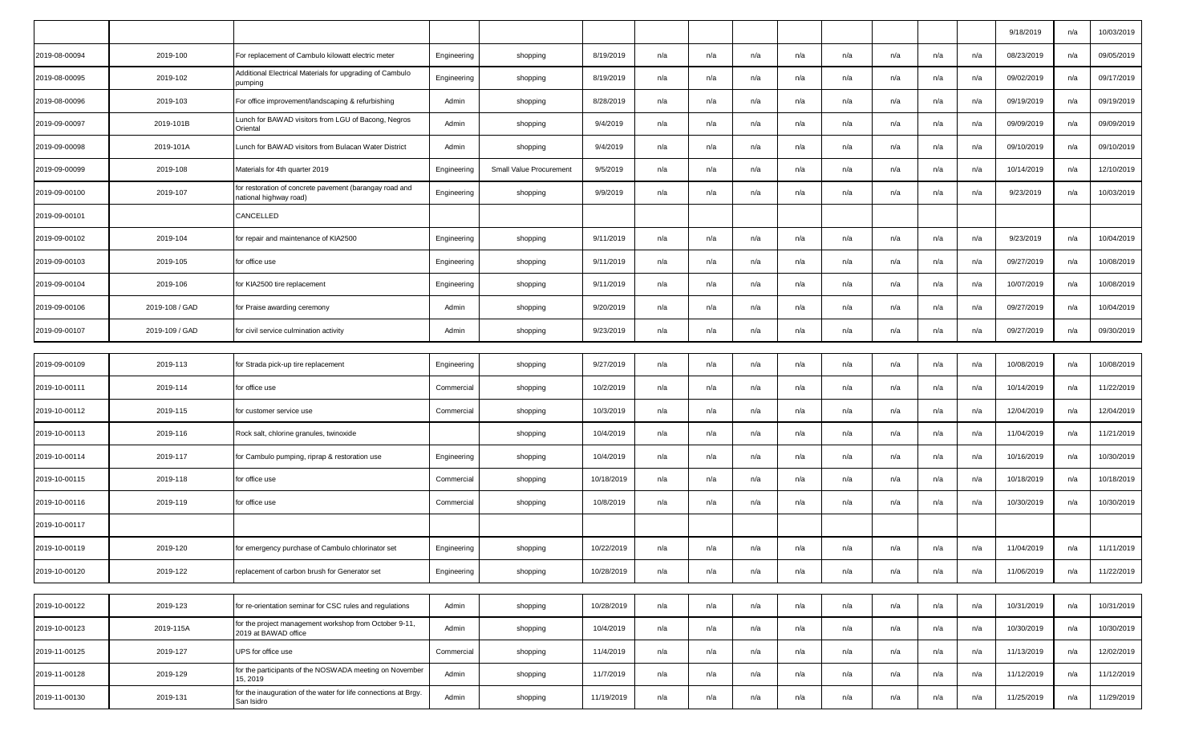| | | | | | | | | | | | | | | | | |
|---|---|---|---|---|---|---|---|---|---|---|---|---|---|---|---|---|
| | | | | | | | | | | | | | | 9/18/2019 | n/a | 10/03/2019 |
| 2019-08-00094 | 2019-100 | For replacement of Cambulo kilowatt electric meter | Engineering | shopping | 8/19/2019 | n/a | n/a | n/a | n/a | n/a | n/a | n/a | n/a | 08/23/2019 | n/a | 09/05/2019 |
| 2019-08-00095 | 2019-102 | Additional Electrical Materials for upgrading of Cambulo pumping | Engineering | shopping | 8/19/2019 | n/a | n/a | n/a | n/a | n/a | n/a | n/a | n/a | 09/02/2019 | n/a | 09/17/2019 |
| 2019-08-00096 | 2019-103 | For office improvement/landscaping & refurbishing | Admin | shopping | 8/28/2019 | n/a | n/a | n/a | n/a | n/a | n/a | n/a | n/a | 09/19/2019 | n/a | 09/19/2019 |
| 2019-09-00097 | 2019-101B | Lunch for BAWAD visitors from LGU of Bacong, Negros Oriental | Admin | shopping | 9/4/2019 | n/a | n/a | n/a | n/a | n/a | n/a | n/a | n/a | 09/09/2019 | n/a | 09/09/2019 |
| 2019-09-00098 | 2019-101A | Lunch for BAWAD visitors from Bulacan Water District | Admin | shopping | 9/4/2019 | n/a | n/a | n/a | n/a | n/a | n/a | n/a | n/a | 09/10/2019 | n/a | 09/10/2019 |
| 2019-09-00099 | 2019-108 | Materials for 4th quarter 2019 | Engineering | Small Value Procurement | 9/5/2019 | n/a | n/a | n/a | n/a | n/a | n/a | n/a | n/a | 10/14/2019 | n/a | 12/10/2019 |
| 2019-09-00100 | 2019-107 | for restoration of concrete pavement (barangay road and national highway road) | Engineering | shopping | 9/9/2019 | n/a | n/a | n/a | n/a | n/a | n/a | n/a | n/a | 9/23/2019 | n/a | 10/03/2019 |
| 2019-09-00101 | | CANCELLED | | | | | | | | | | | | | | |
| 2019-09-00102 | 2019-104 | for repair and maintenance of KIA2500 | Engineering | shopping | 9/11/2019 | n/a | n/a | n/a | n/a | n/a | n/a | n/a | n/a | 9/23/2019 | n/a | 10/04/2019 |
| 2019-09-00103 | 2019-105 | for office use | Engineering | shopping | 9/11/2019 | n/a | n/a | n/a | n/a | n/a | n/a | n/a | n/a | 09/27/2019 | n/a | 10/08/2019 |
| 2019-09-00104 | 2019-106 | for KIA2500 tire replacement | Engineering | shopping | 9/11/2019 | n/a | n/a | n/a | n/a | n/a | n/a | n/a | n/a | 10/07/2019 | n/a | 10/08/2019 |
| 2019-09-00106 | 2019-108 / GAD | for Praise awarding ceremony | Admin | shopping | 9/20/2019 | n/a | n/a | n/a | n/a | n/a | n/a | n/a | n/a | 09/27/2019 | n/a | 10/04/2019 |
| 2019-09-00107 | 2019-109 / GAD | for civil service culmination activity | Admin | shopping | 9/23/2019 | n/a | n/a | n/a | n/a | n/a | n/a | n/a | n/a | 09/27/2019 | n/a | 09/30/2019 |
| 2019-09-00109 | 2019-113 | for Strada pick-up tire replacement | Engineering | shopping | 9/27/2019 | n/a | n/a | n/a | n/a | n/a | n/a | n/a | n/a | 10/08/2019 | n/a | 10/08/2019 |
| 2019-10-00111 | 2019-114 | for office use | Commercial | shopping | 10/2/2019 | n/a | n/a | n/a | n/a | n/a | n/a | n/a | n/a | 10/14/2019 | n/a | 11/22/2019 |
| 2019-10-00112 | 2019-115 | for customer service use | Commercial | shopping | 10/3/2019 | n/a | n/a | n/a | n/a | n/a | n/a | n/a | n/a | 12/04/2019 | n/a | 12/04/2019 |
| 2019-10-00113 | 2019-116 | Rock salt, chlorine granules, twinoxide | | shopping | 10/4/2019 | n/a | n/a | n/a | n/a | n/a | n/a | n/a | n/a | 11/04/2019 | n/a | 11/21/2019 |
| 2019-10-00114 | 2019-117 | for Cambulo pumping, riprap & restoration use | Engineering | shopping | 10/4/2019 | n/a | n/a | n/a | n/a | n/a | n/a | n/a | n/a | 10/16/2019 | n/a | 10/30/2019 |
| 2019-10-00115 | 2019-118 | for office use | Commercial | shopping | 10/18/2019 | n/a | n/a | n/a | n/a | n/a | n/a | n/a | n/a | 10/18/2019 | n/a | 10/18/2019 |
| 2019-10-00116 | 2019-119 | for office use | Commercial | shopping | 10/8/2019 | n/a | n/a | n/a | n/a | n/a | n/a | n/a | n/a | 10/30/2019 | n/a | 10/30/2019 |
| 2019-10-00117 | | | | | | | | | | | | | | | | |
| 2019-10-00119 | 2019-120 | for emergency purchase of Cambulo chlorinator set | Engineering | shopping | 10/22/2019 | n/a | n/a | n/a | n/a | n/a | n/a | n/a | n/a | 11/04/2019 | n/a | 11/11/2019 |
| 2019-10-00120 | 2019-122 | replacement of carbon brush for Generator set | Engineering | shopping | 10/28/2019 | n/a | n/a | n/a | n/a | n/a | n/a | n/a | n/a | 11/06/2019 | n/a | 11/22/2019 |
| 2019-10-00122 | 2019-123 | for re-orientation seminar for CSC rules and regulations | Admin | shopping | 10/28/2019 | n/a | n/a | n/a | n/a | n/a | n/a | n/a | n/a | 10/31/2019 | n/a | 10/31/2019 |
| 2019-10-00123 | 2019-115A | for the project management workshop from October 9-11, 2019 at BAWAD office | Admin | shopping | 10/4/2019 | n/a | n/a | n/a | n/a | n/a | n/a | n/a | n/a | 10/30/2019 | n/a | 10/30/2019 |
| 2019-11-00125 | 2019-127 | UPS for office use | Commercial | shopping | 11/4/2019 | n/a | n/a | n/a | n/a | n/a | n/a | n/a | n/a | 11/13/2019 | n/a | 12/02/2019 |
| 2019-11-00128 | 2019-129 | for the participants of the NOSWADA meeting on November 15, 2019 | Admin | shopping | 11/7/2019 | n/a | n/a | n/a | n/a | n/a | n/a | n/a | n/a | 11/12/2019 | n/a | 11/12/2019 |
| 2019-11-00130 | 2019-131 | for the inauguration of the water for life connections at Brgy. San Isidro | Admin | shopping | 11/19/2019 | n/a | n/a | n/a | n/a | n/a | n/a | n/a | n/a | 11/25/2019 | n/a | 11/29/2019 |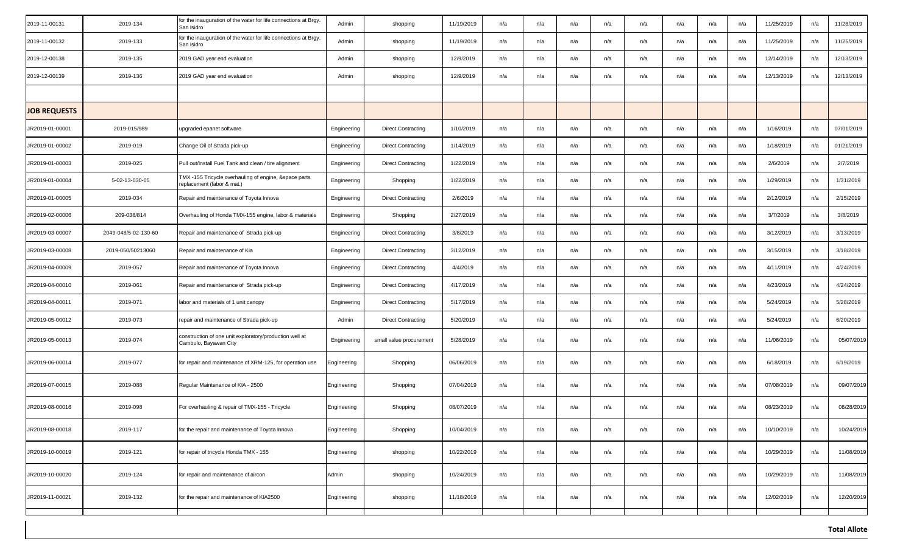| | | | | | | | | | | | | | | | | | |
|---|---|---|---|---|---|---|---|---|---|---|---|---|---|---|---|---|---|
| 2019-11-00131 | 2019-134 | for the inauguration of the water for life connections at Brgy. San Isidro | Admin | shopping | 11/19/2019 | n/a | n/a | n/a | n/a | n/a | n/a | n/a | n/a | 11/25/2019 | n/a | 11/28/2019 |
| 2019-11-00132 | 2019-133 | for the inauguration of the water for life connections at Brgy. San Isidro | Admin | shopping | 11/19/2019 | n/a | n/a | n/a | n/a | n/a | n/a | n/a | n/a | 11/25/2019 | n/a | 11/25/2019 |
| 2019-12-00138 | 2019-135 | 2019 GAD year end evaluation | Admin | shopping | 12/9/2019 | n/a | n/a | n/a | n/a | n/a | n/a | n/a | n/a | 12/14/2019 | n/a | 12/13/2019 |
| 2019-12-00139 | 2019-136 | 2019 GAD year end evaluation | Admin | shopping | 12/9/2019 | n/a | n/a | n/a | n/a | n/a | n/a | n/a | n/a | 12/13/2019 | n/a | 12/13/2019 |
| | | | | | | | | | | | | | | | | |
| **JOB REQUESTS** | | | | | | | | | | | | | | | | |
| JR2019-01-00001 | 2019-015/989 | upgraded epanet software | Engineering | Direct Contracting | 1/10/2019 | n/a | n/a | n/a | n/a | n/a | n/a | n/a | n/a | 1/16/2019 | n/a | 07/01/2019 |
| JR2019-01-00002 | 2019-019 | Change Oil of Strada pick-up | Engineering | Direct Contracting | 1/14/2019 | n/a | n/a | n/a | n/a | n/a | n/a | n/a | n/a | 1/18/2019 | n/a | 01/21/2019 |
| JR2019-01-00003 | 2019-025 | Pull out/Install Fuel Tank and clean / tire alignment | Engineering | Direct Contracting | 1/22/2019 | n/a | n/a | n/a | n/a | n/a | n/a | n/a | n/a | 2/6/2019 | n/a | 2/7/2019 |
| JR2019-01-00004 | 5-02-13-030-05 | TMX -155 Tricycle overhauling of engine, &space parts replacement (labor & mat.) | Engineering | Shopping | 1/22/2019 | n/a | n/a | n/a | n/a | n/a | n/a | n/a | n/a | 1/29/2019 | n/a | 1/31/2019 |
| JR2019-01-00005 | 2019-034 | Repair and maintenance of Toyota Innova | Engineering | Direct Contracting | 2/6/2019 | n/a | n/a | n/a | n/a | n/a | n/a | n/a | n/a | 2/12/2019 | n/a | 2/15/2019 |
| JR2019-02-00006 | 209-038/814 | Overhauling of Honda TMX-155 engine, labor & materials | Engineering | Shopping | 2/27/2019 | n/a | n/a | n/a | n/a | n/a | n/a | n/a | n/a | 3/7/2019 | n/a | 3/8/2019 |
| JR2019-03-00007 | 2049-048/5-02-130-60 | Repair and maintenance of Strada pick-up | Engineering | Direct Contracting | 3/8/2019 | n/a | n/a | n/a | n/a | n/a | n/a | n/a | n/a | 3/12/2019 | n/a | 3/13/2019 |
| JR2019-03-00008 | 2019-050/50213060 | Repair and maintenance of Kia | Engineering | Direct Contracting | 3/12/2019 | n/a | n/a | n/a | n/a | n/a | n/a | n/a | n/a | 3/15/2019 | n/a | 3/18/2019 |
| JR2019-04-00009 | 2019-057 | Repair and maintenance of Toyota Innova | Engineering | Direct Contracting | 4/4/2019 | n/a | n/a | n/a | n/a | n/a | n/a | n/a | n/a | 4/11/2019 | n/a | 4/24/2019 |
| JR2019-04-00010 | 2019-061 | Repair and maintenance of Strada pick-up | Engineering | Direct Contracting | 4/17/2019 | n/a | n/a | n/a | n/a | n/a | n/a | n/a | n/a | 4/23/2019 | n/a | 4/24/2019 |
| JR2019-04-00011 | 2019-071 | labor and materials of 1 unit canopy | Engineering | Direct Contracting | 5/17/2019 | n/a | n/a | n/a | n/a | n/a | n/a | n/a | n/a | 5/24/2019 | n/a | 5/28/2019 |
| JR2019-05-00012 | 2019-073 | repair and maintenance of Strada pick-up | Admin | Direct Contracting | 5/20/2019 | n/a | n/a | n/a | n/a | n/a | n/a | n/a | n/a | 5/24/2019 | n/a | 6/20/2019 |
| JR2019-05-00013 | 2019-074 | construction of one unit exploratory/production well at Cambulo, Bayawan City | Engineering | small value procurement | 5/28/2019 | n/a | n/a | n/a | n/a | n/a | n/a | n/a | n/a | 11/06/2019 | n/a | 05/07/2019 |
| JR2019-06-00014 | 2019-077 | for repair and maintenance of XRM-125, for operation use | Engineering | Shopping | 06/06/2019 | n/a | n/a | n/a | n/a | n/a | n/a | n/a | n/a | 6/18/2019 | n/a | 6/19/2019 |
| JR2019-07-00015 | 2019-088 | Regular Maintenance of KIA - 2500 | Engineering | Shopping | 07/04/2019 | n/a | n/a | n/a | n/a | n/a | n/a | n/a | n/a | 07/08/2019 | n/a | 09/07/2019 |
| JR2019-08-00016 | 2019-098 | For overhauling & repair of TMX-155 - Tricycle | Engineering | Shopping | 08/07/2019 | n/a | n/a | n/a | n/a | n/a | n/a | n/a | n/a | 08/23/2019 | n/a | 08/28/2019 |
| JR2019-08-00018 | 2019-117 | for the repair and maintenance of Toyota Innova | Engineering | Shopping | 10/04/2019 | n/a | n/a | n/a | n/a | n/a | n/a | n/a | n/a | 10/10/2019 | n/a | 10/24/2019 |
| JR2019-10-00019 | 2019-121 | for repair of tricycle Honda TMX - 155 | Engineering | shopping | 10/22/2019 | n/a | n/a | n/a | n/a | n/a | n/a | n/a | n/a | 10/29/2019 | n/a | 11/08/2019 |
| JR2019-10-00020 | 2019-124 | for repair and maintenance of aircon | Admin | shopping | 10/24/2019 | n/a | n/a | n/a | n/a | n/a | n/a | n/a | n/a | 10/29/2019 | n/a | 11/08/2019 |
| JR2019-11-00021 | 2019-132 | for the repair and maintenance of KIA2500 | Engineering | shopping | 11/18/2019 | n/a | n/a | n/a | n/a | n/a | n/a | n/a | n/a | 12/02/2019 | n/a | 12/20/2019 |

**Total Allote**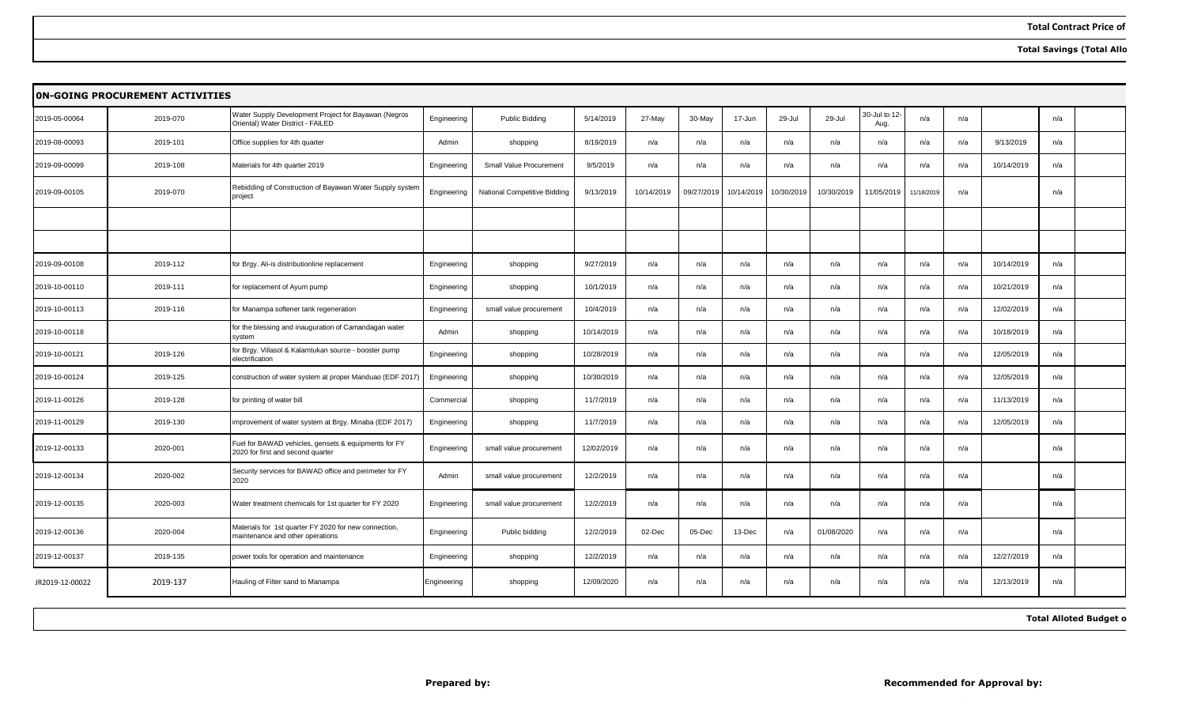**Total Contract Price of**

**Total Savings (Total Allo**

## 0N-GOING PROCUREMENT ACTIVITIES

| | | | | | | | | | | | | | | | | |
|---|---|---|---|---|---|---|---|---|---|---|---|---|---|---|---|---|
| 2019-05-00064 | 2019-070 | Water Supply Development Project for Bayawan (Negros Oriental) Water District - FAILED | Engineering | Public Bidding | 5/14/2019 | 27-May | 30-May | 17-Jun | 29-Jul | 29-Jul | 30-Jul to 12-Aug. | n/a | n/a | | n/a | |
| 2019-08-00093 | 2019-101 | Office supplies for 4th quarter | Admin | shopping | 8/19/2019 | n/a | n/a | n/a | n/a | n/a | n/a | n/a | n/a | 9/13/2019 | n/a | |
| 2019-09-00099 | 2019-108 | Materials for 4th quarter 2019 | Engineering | Small Value Procurement | 9/5/2019 | n/a | n/a | n/a | n/a | n/a | n/a | n/a | n/a | 10/14/2019 | n/a | |
| 2019-09-00105 | 2019-070 | Rebidding of Construction of Bayawan Water Supply system project | Engineering | National Competitive Bidding | 9/13/2019 | 10/14/2019 | 09/27/2019 | 10/14/2019 | 10/30/2019 | 10/30/2019 | 11/05/2019 | 11/18/2019 | n/a | | n/a | |
| | | | | | | | | | | | | | | | | |
| | | | | | | | | | | | | | | | | |
| 2019-09-00108 | 2019-112 | for Brgy. Ali-is distributionline replacement | Engineering | shopping | 9/27/2019 | n/a | n/a | n/a | n/a | n/a | n/a | n/a | n/a | 10/14/2019 | n/a | |
| 2019-10-00110 | 2019-111 | for replacement of Ayum pump | Engineering | shopping | 10/1/2019 | n/a | n/a | n/a | n/a | n/a | n/a | n/a | n/a | 10/21/2019 | n/a | |
| 2019-10-00113 | 2019-116 | for Manampa softener tank regeneration | Engineering | small value procurement | 10/4/2019 | n/a | n/a | n/a | n/a | n/a | n/a | n/a | n/a | 12/02/2019 | n/a | |
| 2019-10-00118 | | for the blessing and inauguration of Camandagan water system | Admin | shopping | 10/14/2019 | n/a | n/a | n/a | n/a | n/a | n/a | n/a | n/a | 10/18/2019 | n/a | |
| 2019-10-00121 | 2019-126 | for Brgy. Villasol & Kalamtukan source - booster pump electrification | Engineering | shopping | 10/28/2019 | n/a | n/a | n/a | n/a | n/a | n/a | n/a | n/a | 12/05/2019 | n/a | |
| 2019-10-00124 | 2019-125 | construction of water system at proper Manduao (EDF 2017) | Engineering | shopping | 10/30/2019 | n/a | n/a | n/a | n/a | n/a | n/a | n/a | n/a | 12/05/2019 | n/a | |
| 2019-11-00126 | 2019-128 | for printing of water bill | Commercial | shopping | 11/7/2019 | n/a | n/a | n/a | n/a | n/a | n/a | n/a | n/a | 11/13/2019 | n/a | |
| 2019-11-00129 | 2019-130 | improvement of water system at Brgy. Minaba (EDF 2017) | Engineering | shopping | 11/7/2019 | n/a | n/a | n/a | n/a | n/a | n/a | n/a | n/a | 12/05/2019 | n/a | |
| 2019-12-00133 | 2020-001 | Fuel for BAWAD vehicles, gensets & equipments for FY 2020 for first and second quarter | Engineering | small value procurement | 12/02/2019 | n/a | n/a | n/a | n/a | n/a | n/a | n/a | n/a | | n/a | |
| 2019-12-00134 | 2020-002 | Security services for BAWAD office and perimeter for FY 2020 | Admin | small value procurement | 12/2/2019 | n/a | n/a | n/a | n/a | n/a | n/a | n/a | n/a | | n/a | |
| 2019-12-00135 | 2020-003 | Water treatment chemicals for 1st quarter for FY 2020 | Engineering | small value procurement | 12/2/2019 | n/a | n/a | n/a | n/a | n/a | n/a | n/a | n/a | | n/a | |
| 2019-12-00136 | 2020-004 | Materials for 1st quarter FY 2020 for new connection, maintenance and other operations | Engineering | Public bidding | 12/2/2019 | 02-Dec | 05-Dec | 13-Dec | n/a | 01/08/2020 | n/a | n/a | n/a | | n/a | |
| 2019-12-00137 | 2019-135 | power tools for operation and maintenance | Engineering | shopping | 12/2/2019 | n/a | n/a | n/a | n/a | n/a | n/a | n/a | n/a | 12/27/2019 | n/a | |
| JR2019-12-00022 | 2019-137 | Hauling of Filter sand to Manampa | Engineering | shopping | 12/09/2020 | n/a | n/a | n/a | n/a | n/a | n/a | n/a | n/a | 12/13/2019 | n/a | |

**Total Alloted Budget o**

**Prepared by:** **Recommended for Approval by:**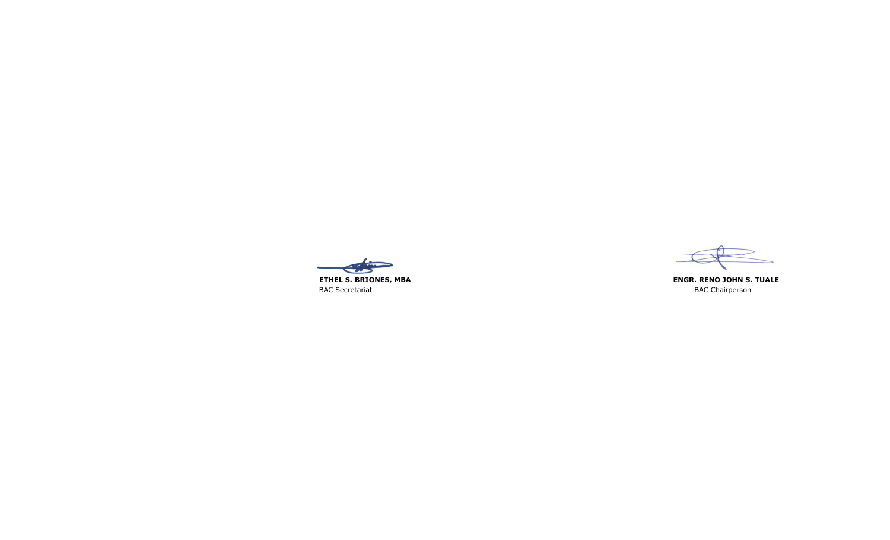**ETHEL S. BRIONES, MBA**
BAC Secretariat

**ENGR. RENO JOHN S. TUALE**
BAC Chairperson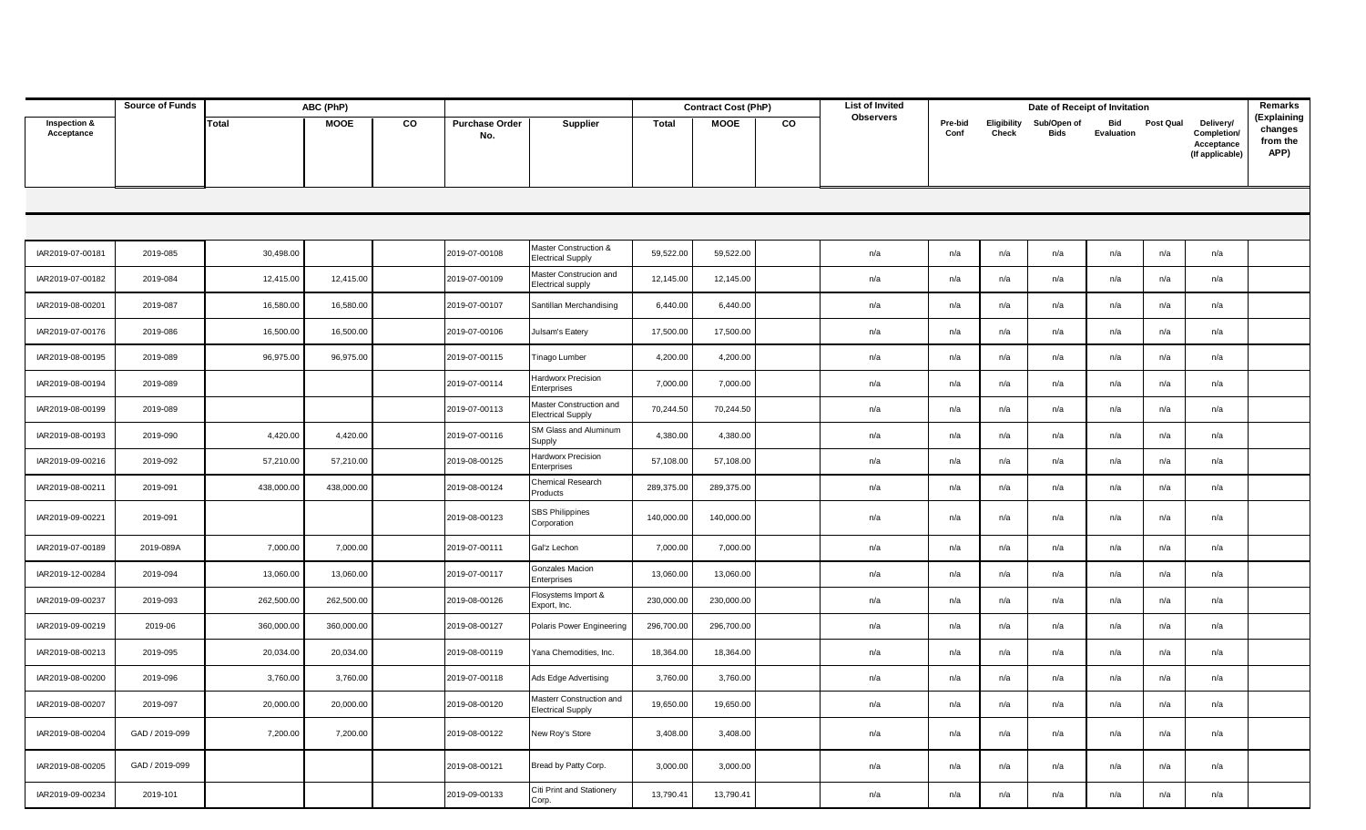| Inspection & Acceptance | Source of Funds | ABC (PhP) | | | Purchase Order No. | Supplier | Contract Cost (PhP) | | | List of Invited Observers | Date of Receipt of Invitation | | | | | | Remarks (Explaining changes from the APP) |
|---|---|---|---|---|---|---|---|---|---|---|---|---|---|---|---|---|---|
| | | Total | MOOE | CO | | | Total | MOOE | CO | | Pre-bid Conf | Eligibility Check | Sub/Open of Bids | Bid Evaluation | Post Qual | Delivery/ Completion/ Acceptance (If applicable) | |
| IAR2019-07-00181 | 2019-085 | 30,498.00 | | | 2019-07-00108 | Master Construction & Electrical Supply | 59,522.00 | 59,522.00 | | n/a | n/a | n/a | n/a | n/a | n/a | n/a | |
| IAR2019-07-00182 | 2019-084 | 12,415.00 | 12,415.00 | | 2019-07-00109 | Master Construcion and Electrical supply | 12,145.00 | 12,145.00 | | n/a | n/a | n/a | n/a | n/a | n/a | n/a | |
| IAR2019-08-00201 | 2019-087 | 16,580.00 | 16,580.00 | | 2019-07-00107 | Santillan Merchandising | 6,440.00 | 6,440.00 | | n/a | n/a | n/a | n/a | n/a | n/a | n/a | |
| IAR2019-07-00176 | 2019-086 | 16,500.00 | 16,500.00 | | 2019-07-00106 | Julsam's Eatery | 17,500.00 | 17,500.00 | | n/a | n/a | n/a | n/a | n/a | n/a | n/a | |
| IAR2019-08-00195 | 2019-089 | 96,975.00 | 96,975.00 | | 2019-07-00115 | Tinago Lumber | 4,200.00 | 4,200.00 | | n/a | n/a | n/a | n/a | n/a | n/a | n/a | |
| IAR2019-08-00194 | 2019-089 | | | | 2019-07-00114 | Hardworx Precision Enterprises | 7,000.00 | 7,000.00 | | n/a | n/a | n/a | n/a | n/a | n/a | n/a | |
| IAR2019-08-00199 | 2019-089 | | | | 2019-07-00113 | Master Construction and Electrical Supply | 70,244.50 | 70,244.50 | | n/a | n/a | n/a | n/a | n/a | n/a | n/a | |
| IAR2019-08-00193 | 2019-090 | 4,420.00 | 4,420.00 | | 2019-07-00116 | SM Glass and Aluminum Supply | 4,380.00 | 4,380.00 | | n/a | n/a | n/a | n/a | n/a | n/a | n/a | |
| IAR2019-09-00216 | 2019-092 | 57,210.00 | 57,210.00 | | 2019-08-00125 | Hardworx Precision Enterprises | 57,108.00 | 57,108.00 | | n/a | n/a | n/a | n/a | n/a | n/a | n/a | |
| IAR2019-08-00211 | 2019-091 | 438,000.00 | 438,000.00 | | 2019-08-00124 | Chemical Research Products | 289,375.00 | 289,375.00 | | n/a | n/a | n/a | n/a | n/a | n/a | n/a | |
| IAR2019-09-00221 | 2019-091 | | | | 2019-08-00123 | SBS Philippines Corporation | 140,000.00 | 140,000.00 | | n/a | n/a | n/a | n/a | n/a | n/a | n/a | |
| IAR2019-07-00189 | 2019-089A | 7,000.00 | 7,000.00 | | 2019-07-00111 | Gal'z Lechon | 7,000.00 | 7,000.00 | | n/a | n/a | n/a | n/a | n/a | n/a | n/a | |
| IAR2019-12-00284 | 2019-094 | 13,060.00 | 13,060.00 | | 2019-07-00117 | Gonzales Macion Enterprises | 13,060.00 | 13,060.00 | | n/a | n/a | n/a | n/a | n/a | n/a | n/a | |
| IAR2019-09-00237 | 2019-093 | 262,500.00 | 262,500.00 | | 2019-08-00126 | Flosystems Import & Export, Inc. | 230,000.00 | 230,000.00 | | n/a | n/a | n/a | n/a | n/a | n/a | n/a | |
| IAR2019-09-00219 | 2019-06 | 360,000.00 | 360,000.00 | | 2019-08-00127 | Polaris Power Engineering | 296,700.00 | 296,700.00 | | n/a | n/a | n/a | n/a | n/a | n/a | n/a | |
| IAR2019-08-00213 | 2019-095 | 20,034.00 | 20,034.00 | | 2019-08-00119 | Yana Chemodities, Inc. | 18,364.00 | 18,364.00 | | n/a | n/a | n/a | n/a | n/a | n/a | n/a | |
| IAR2019-08-00200 | 2019-096 | 3,760.00 | 3,760.00 | | 2019-07-00118 | Ads Edge Advertising | 3,760.00 | 3,760.00 | | n/a | n/a | n/a | n/a | n/a | n/a | n/a | |
| IAR2019-08-00207 | 2019-097 | 20,000.00 | 20,000.00 | | 2019-08-00120 | Masterr Construction and Electrical Supply | 19,650.00 | 19,650.00 | | n/a | n/a | n/a | n/a | n/a | n/a | n/a | |
| IAR2019-08-00204 | GAD / 2019-099 | 7,200.00 | 7,200.00 | | 2019-08-00122 | New Roy's Store | 3,408.00 | 3,408.00 | | n/a | n/a | n/a | n/a | n/a | n/a | n/a | |
| IAR2019-08-00205 | GAD / 2019-099 | | | | 2019-08-00121 | Bread by Patty Corp. | 3,000.00 | 3,000.00 | | n/a | n/a | n/a | n/a | n/a | n/a | n/a | |
| IAR2019-09-00234 | 2019-101 | | | | 2019-09-00133 | Citi Print and Stationery Corp. | 13,790.41 | 13,790.41 | | n/a | n/a | n/a | n/a | n/a | n/a | n/a | |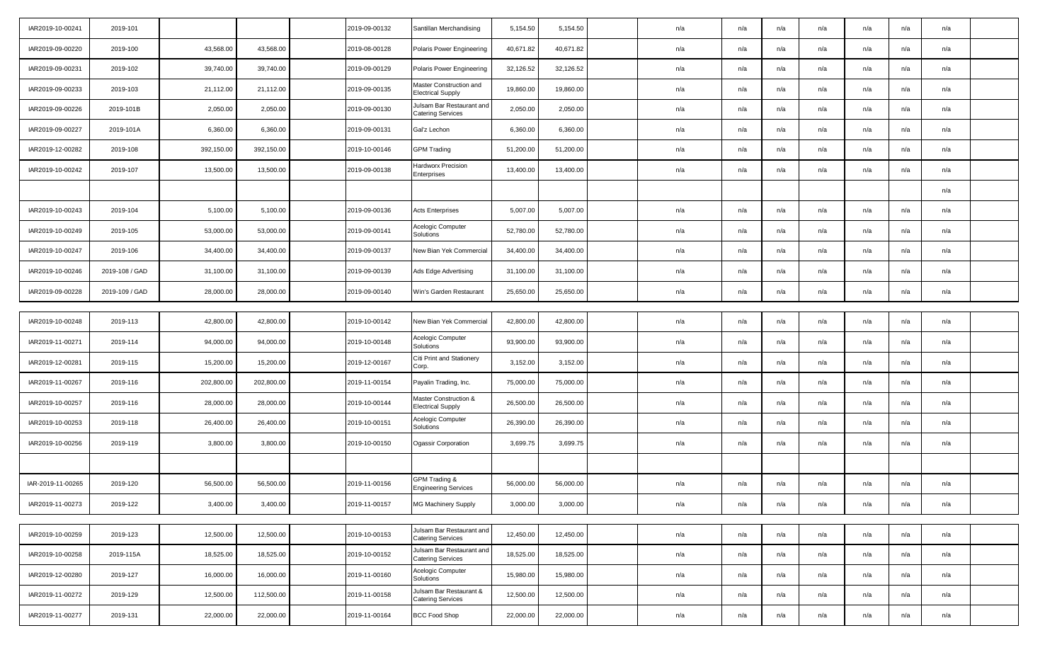| | | | | | | | | | | | | | | | | | |
|---|---|---|---|---|---|---|---|---|---|---|---|---|---|---|---|---|---|
| IAR2019-10-00241 | 2019-101 | | | | 2019-09-00132 | Santillan Merchandising | 5,154.50 | 5,154.50 | | n/a | n/a | n/a | n/a | n/a | n/a | n/a | |
| IAR2019-09-00220 | 2019-100 | 43,568.00 | 43,568.00 | | 2019-08-00128 | Polaris Power Engineering | 40,671.82 | 40,671.82 | | n/a | n/a | n/a | n/a | n/a | n/a | n/a | |
| IAR2019-09-00231 | 2019-102 | 39,740.00 | 39,740.00 | | 2019-09-00129 | Polaris Power Engineering | 32,126.52 | 32,126.52 | | n/a | n/a | n/a | n/a | n/a | n/a | n/a | |
| IAR2019-09-00233 | 2019-103 | 21,112.00 | 21,112.00 | | 2019-09-00135 | Master Construction and Electrical Supply | 19,860.00 | 19,860.00 | | n/a | n/a | n/a | n/a | n/a | n/a | n/a | |
| IAR2019-09-00226 | 2019-101B | 2,050.00 | 2,050.00 | | 2019-09-00130 | Julsam Bar Restaurant and Catering Services | 2,050.00 | 2,050.00 | | n/a | n/a | n/a | n/a | n/a | n/a | n/a | |
| IAR2019-09-00227 | 2019-101A | 6,360.00 | 6,360.00 | | 2019-09-00131 | Gal'z Lechon | 6,360.00 | 6,360.00 | | n/a | n/a | n/a | n/a | n/a | n/a | n/a | |
| IAR2019-12-00282 | 2019-108 | 392,150.00 | 392,150.00 | | 2019-10-00146 | GPM Trading | 51,200.00 | 51,200.00 | | n/a | n/a | n/a | n/a | n/a | n/a | n/a | |
| IAR2019-10-00242 | 2019-107 | 13,500.00 | 13,500.00 | | 2019-09-00138 | Hardworx Precision Enterprises | 13,400.00 | 13,400.00 | | n/a | n/a | n/a | n/a | n/a | n/a | n/a | |
| | | | | | | | | | | | | | | | | n/a | |
| IAR2019-10-00243 | 2019-104 | 5,100.00 | 5,100.00 | | 2019-09-00136 | Acts Enterprises | 5,007.00 | 5,007.00 | | n/a | n/a | n/a | n/a | n/a | n/a | n/a | |
| IAR2019-10-00249 | 2019-105 | 53,000.00 | 53,000.00 | | 2019-09-00141 | Acelogic Computer Solutions | 52,780.00 | 52,780.00 | | n/a | n/a | n/a | n/a | n/a | n/a | n/a | |
| IAR2019-10-00247 | 2019-106 | 34,400.00 | 34,400.00 | | 2019-09-00137 | New Bian Yek Commercial | 34,400.00 | 34,400.00 | | n/a | n/a | n/a | n/a | n/a | n/a | n/a | |
| IAR2019-10-00246 | 2019-108 / GAD | 31,100.00 | 31,100.00 | | 2019-09-00139 | Ads Edge Advertising | 31,100.00 | 31,100.00 | | n/a | n/a | n/a | n/a | n/a | n/a | n/a | |
| IAR2019-09-00228 | 2019-109 / GAD | 28,000.00 | 28,000.00 | | 2019-09-00140 | Win's Garden Restaurant | 25,650.00 | 25,650.00 | | n/a | n/a | n/a | n/a | n/a | n/a | n/a | |
| IAR2019-10-00248 | 2019-113 | 42,800.00 | 42,800.00 | | 2019-10-00142 | New Bian Yek Commercial | 42,800.00 | 42,800.00 | | n/a | n/a | n/a | n/a | n/a | n/a | n/a | |
| IAR2019-11-00271 | 2019-114 | 94,000.00 | 94,000.00 | | 2019-10-00148 | Acelogic Computer Solutions | 93,900.00 | 93,900.00 | | n/a | n/a | n/a | n/a | n/a | n/a | n/a | |
| IAR2019-12-00281 | 2019-115 | 15,200.00 | 15,200.00 | | 2019-12-00167 | Citi Print and Stationery Corp. | 3,152.00 | 3,152.00 | | n/a | n/a | n/a | n/a | n/a | n/a | n/a | |
| IAR2019-11-00267 | 2019-116 | 202,800.00 | 202,800.00 | | 2019-11-00154 | Payalin Trading, Inc. | 75,000.00 | 75,000.00 | | n/a | n/a | n/a | n/a | n/a | n/a | n/a | |
| IAR2019-10-00257 | 2019-116 | 28,000.00 | 28,000.00 | | 2019-10-00144 | Master Construction & Electrical Supply | 26,500.00 | 26,500.00 | | n/a | n/a | n/a | n/a | n/a | n/a | n/a | |
| IAR2019-10-00253 | 2019-118 | 26,400.00 | 26,400.00 | | 2019-10-00151 | Acelogic Computer Solutions | 26,390.00 | 26,390.00 | | n/a | n/a | n/a | n/a | n/a | n/a | n/a | |
| IAR2019-10-00256 | 2019-119 | 3,800.00 | 3,800.00 | | 2019-10-00150 | Ogassir Corporation | 3,699.75 | 3,699.75 | | n/a | n/a | n/a | n/a | n/a | n/a | n/a | |
| | | | | | | | | | | | | | | | | | |
| IAR-2019-11-00265 | 2019-120 | 56,500.00 | 56,500.00 | | 2019-11-00156 | GPM Trading & Engineering Services | 56,000.00 | 56,000.00 | | n/a | n/a | n/a | n/a | n/a | n/a | n/a | |
| IAR2019-11-00273 | 2019-122 | 3,400.00 | 3,400.00 | | 2019-11-00157 | MG Machinery Supply | 3,000.00 | 3,000.00 | | n/a | n/a | n/a | n/a | n/a | n/a | n/a | |
| IAR2019-10-00259 | 2019-123 | 12,500.00 | 12,500.00 | | 2019-10-00153 | Julsam Bar Restaurant and Catering Services | 12,450.00 | 12,450.00 | | n/a | n/a | n/a | n/a | n/a | n/a | n/a | |
| IAR2019-10-00258 | 2019-115A | 18,525.00 | 18,525.00 | | 2019-10-00152 | Julsam Bar Restaurant and Catering Services | 18,525.00 | 18,525.00 | | n/a | n/a | n/a | n/a | n/a | n/a | n/a | |
| IAR2019-12-00280 | 2019-127 | 16,000.00 | 16,000.00 | | 2019-11-00160 | Acelogic Computer Solutions | 15,980.00 | 15,980.00 | | n/a | n/a | n/a | n/a | n/a | n/a | n/a | |
| IAR2019-11-00272 | 2019-129 | 12,500.00 | 112,500.00 | | 2019-11-00158 | Julsam Bar Restaurant & Catering Services | 12,500.00 | 12,500.00 | | n/a | n/a | n/a | n/a | n/a | n/a | n/a | |
| IAR2019-11-00277 | 2019-131 | 22,000.00 | 22,000.00 | | 2019-11-00164 | BCC Food Shop | 22,000.00 | 22,000.00 | | n/a | n/a | n/a | n/a | n/a | n/a | n/a | |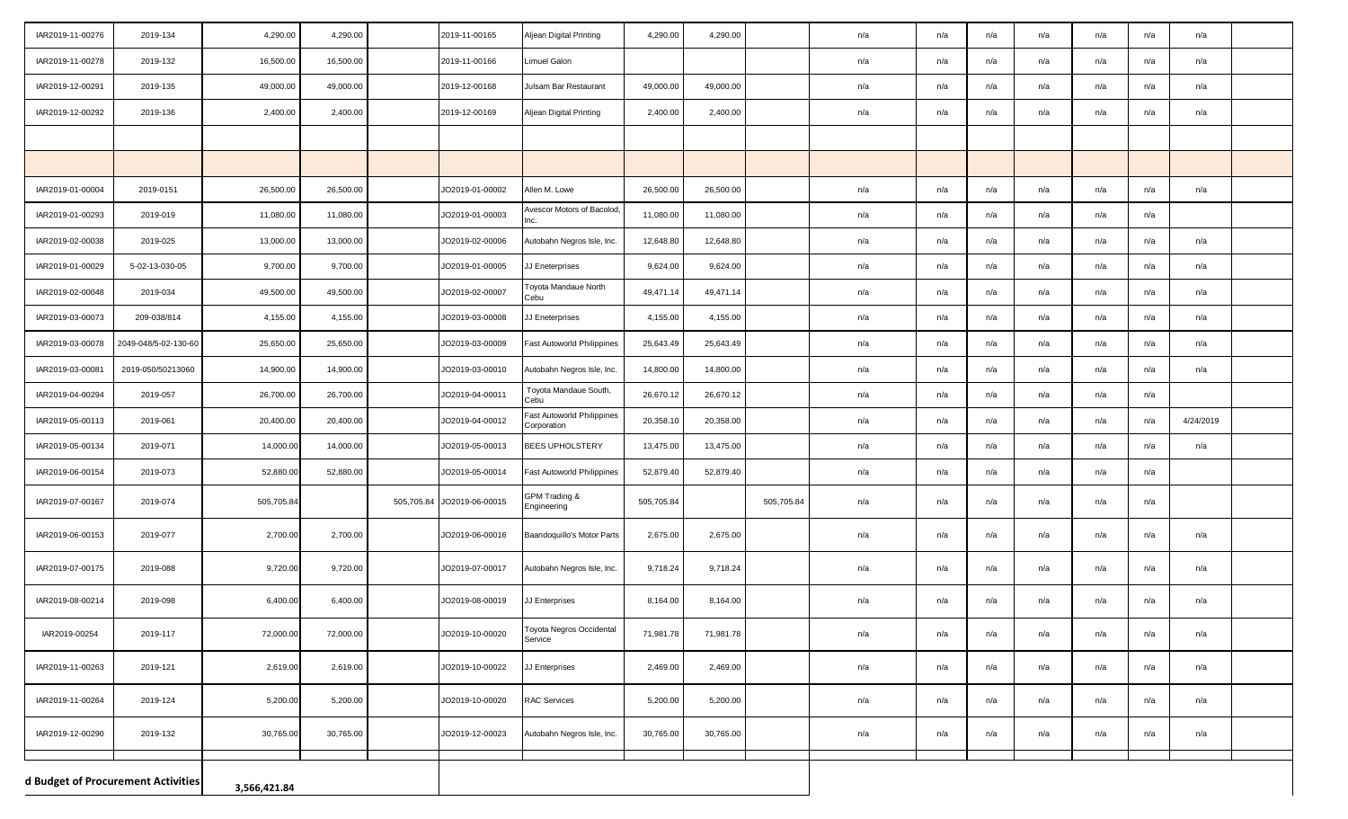| | | | | | | | | | | | | | | | | | |
|---|---|---|---|---|---|---|---|---|---|---|---|---|---|---|---|---|---|
| IAR2019-11-00276 | 2019-134 | 4,290.00 | 4,290.00 | | 2019-11-00165 | Aljean Digital Printing | 4,290.00 | 4,290.00 | | n/a | n/a | n/a | n/a | n/a | n/a | n/a | |
| IAR2019-11-00278 | 2019-132 | 16,500.00 | 16,500.00 | | 2019-11-00166 | Limuel Galon | | | | n/a | n/a | n/a | n/a | n/a | n/a | n/a | |
| IAR2019-12-00291 | 2019-135 | 49,000.00 | 49,000.00 | | 2019-12-00168 | Julsam Bar Restaurant | 49,000.00 | 49,000.00 | | n/a | n/a | n/a | n/a | n/a | n/a | n/a | |
| IAR2019-12-00292 | 2019-136 | 2,400.00 | 2,400.00 | | 2019-12-00169 | Aljean Digital Printing | 2,400.00 | 2,400.00 | | n/a | n/a | n/a | n/a | n/a | n/a | n/a | |
| | | | | | | | | | | | | | | | | | |
| | | | | | | | | | | | | | | | | | |
| IAR2019-01-00004 | 2019-0151 | 26,500.00 | 26,500.00 | | JO2019-01-00002 | Allen M. Lowe | 26,500.00 | 26,500.00 | | n/a | n/a | n/a | n/a | n/a | n/a | n/a | |
| IAR2019-01-00293 | 2019-019 | 11,080.00 | 11,080.00 | | JO2019-01-00003 | Avescor Motors of Bacolod, Inc. | 11,080.00 | 11,080.00 | | n/a | n/a | n/a | n/a | n/a | n/a | | |
| IAR2019-02-00038 | 2019-025 | 13,000.00 | 13,000.00 | | JO2019-02-00006 | Autobahn Negros Isle, Inc. | 12,648.80 | 12,648.80 | | n/a | n/a | n/a | n/a | n/a | n/a | n/a | |
| IAR2019-01-00029 | 5-02-13-030-05 | 9,700.00 | 9,700.00 | | JO2019-01-00005 | JJ Eneterprises | 9,624.00 | 9,624.00 | | n/a | n/a | n/a | n/a | n/a | n/a | n/a | |
| IAR2019-02-00048 | 2019-034 | 49,500.00 | 49,500.00 | | JO2019-02-00007 | Toyota Mandaue North Cebu | 49,471.14 | 49,471.14 | | n/a | n/a | n/a | n/a | n/a | n/a | n/a | |
| IAR2019-03-00073 | 209-038/814 | 4,155.00 | 4,155.00 | | JO2019-03-00008 | JJ Eneterprises | 4,155.00 | 4,155.00 | | n/a | n/a | n/a | n/a | n/a | n/a | n/a | |
| IAR2019-03-00078 | 2049-048/5-02-130-60 | 25,650.00 | 25,650.00 | | JO2019-03-00009 | Fast Autoworld Philippines | 25,643.49 | 25,643.49 | | n/a | n/a | n/a | n/a | n/a | n/a | n/a | |
| IAR2019-03-00081 | 2019-050/50213060 | 14,900.00 | 14,900.00 | | JO2019-03-00010 | Autobahn Negros Isle, Inc. | 14,800.00 | 14,800.00 | | n/a | n/a | n/a | n/a | n/a | n/a | n/a | |
| IAR2019-04-00294 | 2019-057 | 26,700.00 | 26,700.00 | | JO2019-04-00011 | Toyota Mandaue South, Cebu | 26,670.12 | 26,670.12 | | n/a | n/a | n/a | n/a | n/a | n/a | | |
| IAR2019-05-00113 | 2019-061 | 20,400.00 | 20,400.00 | | JO2019-04-00012 | Fast Autoworld Philippines Corporation | 20,358.10 | 20,358.00 | | n/a | n/a | n/a | n/a | n/a | n/a | 4/24/2019 | |
| IAR2019-05-00134 | 2019-071 | 14,000.00 | 14,000.00 | | JO2019-05-00013 | BEES UPHOLSTERY | 13,475.00 | 13,475.00 | | n/a | n/a | n/a | n/a | n/a | n/a | n/a | |
| IAR2019-06-00154 | 2019-073 | 52,880.00 | 52,880.00 | | JO2019-05-00014 | Fast Autoworld Philippines | 52,879.40 | 52,879.40 | | n/a | n/a | n/a | n/a | n/a | n/a | | |
| IAR2019-07-00167 | 2019-074 | 505,705.84 | | 505,705.84 | JO2019-06-00015 | GPM Trading & Engineering | 505,705.84 | | 505,705.84 | n/a | n/a | n/a | n/a | n/a | n/a | | |
| IAR2019-06-00153 | 2019-077 | 2,700.00 | 2,700.00 | | JO2019-06-00016 | Baandoquillo's Motor Parts | 2,675.00 | 2,675.00 | | n/a | n/a | n/a | n/a | n/a | n/a | n/a | |
| IAR2019-07-00175 | 2019-088 | 9,720.00 | 9,720.00 | | JO2019-07-00017 | Autobahn Negros Isle, Inc. | 9,718.24 | 9,718.24 | | n/a | n/a | n/a | n/a | n/a | n/a | n/a | |
| IAR2019-08-00214 | 2019-098 | 6,400.00 | 6,400.00 | | JO2019-08-00019 | JJ Enterprises | 8,164.00 | 8,164.00 | | n/a | n/a | n/a | n/a | n/a | n/a | n/a | |
| IAR2019-00254 | 2019-117 | 72,000.00 | 72,000.00 | | JO2019-10-00020 | Toyota Negros Occidental Service | 71,981.78 | 71,981.78 | | n/a | n/a | n/a | n/a | n/a | n/a | n/a | |
| IAR2019-11-00263 | 2019-121 | 2,619.00 | 2,619.00 | | JO2019-10-00022 | JJ Enterprises | 2,469.00 | 2,469.00 | | n/a | n/a | n/a | n/a | n/a | n/a | n/a | |
| IAR2019-11-00264 | 2019-124 | 5,200.00 | 5,200.00 | | JO2019-10-00020 | RAC Services | 5,200.00 | 5,200.00 | | n/a | n/a | n/a | n/a | n/a | n/a | n/a | |
| IAR2019-12-00290 | 2019-132 | 30,765.00 | 30,765.00 | | JO2019-12-00023 | Autobahn Negros Isle, Inc. | 30,765.00 | 30,765.00 | | n/a | n/a | n/a | n/a | n/a | n/a | n/a | |
| **d Budget of Procurement Activities** | | **3,566,421.84** | | | | | | | | | | | | | | | |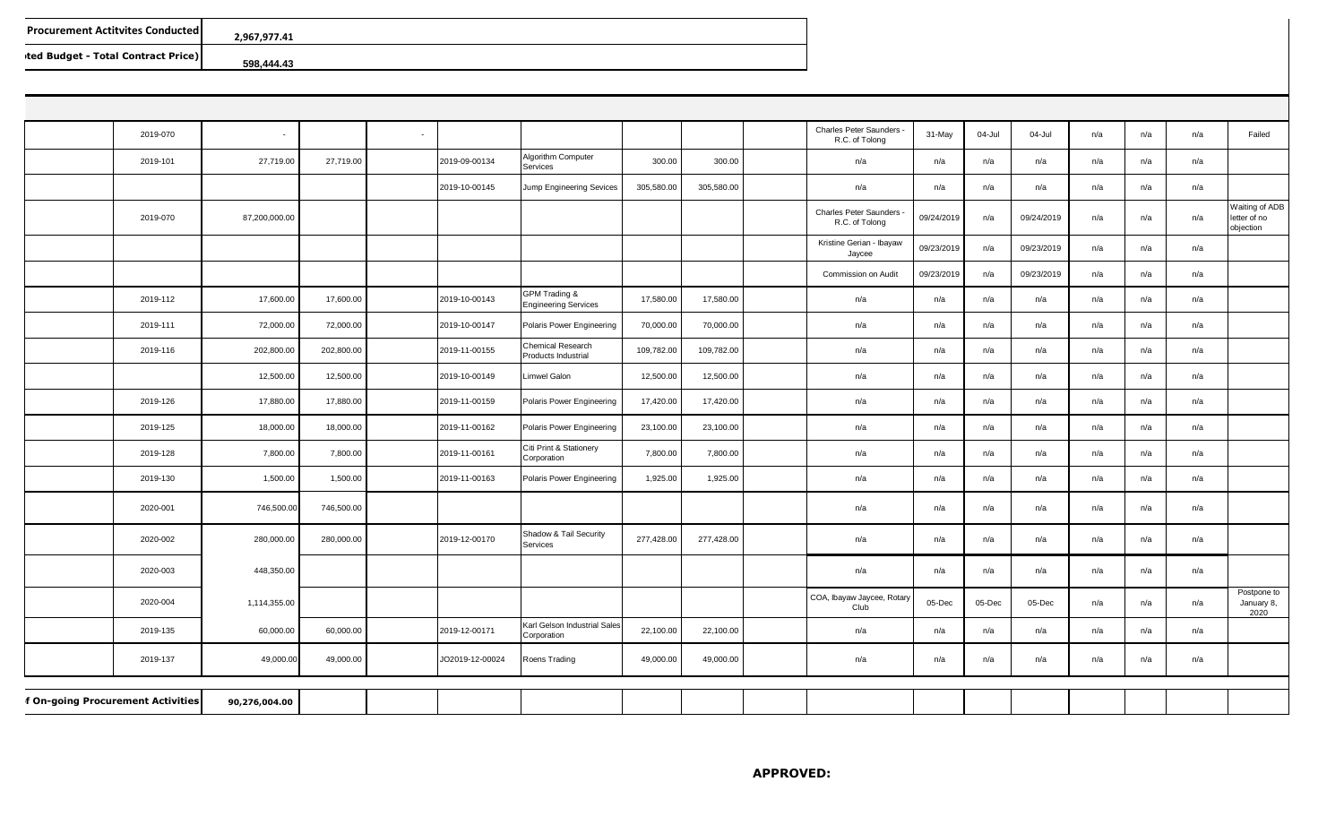| Procurement Actitvites Conducted | 2,967,977.41 |
|---|---|
| ted Budget - Total Contract Price) | 598,444.43 |

| | | | | | | | | | | | | | | | | | | |
|---|---|---|---|---|---|---|---|---|---|---|---|---|---|---|---|---|---|---|
| | 2019-070 | - | | - | | | | | | Charles Peter Saunders - R.C. of Tolong | 31-May | 04-Jul | 04-Jul | n/a | n/a | n/a | Failed |
| | 2019-101 | 27,719.00 | 27,719.00 | | 2019-09-00134 | Algorithm Computer Services | 300.00 | 300.00 | | n/a | n/a | n/a | n/a | n/a | n/a | n/a | |
| | | | | | 2019-10-00145 | Jump Engineering Sevices | 305,580.00 | 305,580.00 | | n/a | n/a | n/a | n/a | n/a | n/a | n/a | |
| | 2019-070 | 87,200,000.00 | | | | | | | | Charles Peter Saunders - R.C. of Tolong | 09/24/2019 | n/a | 09/24/2019 | n/a | n/a | n/a | Waiting of ADB letter of no objection |
| | | | | | | | | | | Kristine Gerian - Ibayaw Jaycee | 09/23/2019 | n/a | 09/23/2019 | n/a | n/a | n/a | |
| | | | | | | | | | | Commission on Audit | 09/23/2019 | n/a | 09/23/2019 | n/a | n/a | n/a | |
| | 2019-112 | 17,600.00 | 17,600.00 | | 2019-10-00143 | GPM Trading & Engineering Services | 17,580.00 | 17,580.00 | | n/a | n/a | n/a | n/a | n/a | n/a | n/a | |
| | 2019-111 | 72,000.00 | 72,000.00 | | 2019-10-00147 | Polaris Power Engineering | 70,000.00 | 70,000.00 | | n/a | n/a | n/a | n/a | n/a | n/a | n/a | |
| | 2019-116 | 202,800.00 | 202,800.00 | | 2019-11-00155 | Chemical Research Products Industrial | 109,782.00 | 109,782.00 | | n/a | n/a | n/a | n/a | n/a | n/a | n/a | |
| | | 12,500.00 | 12,500.00 | | 2019-10-00149 | Limwel Galon | 12,500.00 | 12,500.00 | | n/a | n/a | n/a | n/a | n/a | n/a | n/a | |
| | 2019-126 | 17,880.00 | 17,880.00 | | 2019-11-00159 | Polaris Power Engineering | 17,420.00 | 17,420.00 | | n/a | n/a | n/a | n/a | n/a | n/a | n/a | |
| | 2019-125 | 18,000.00 | 18,000.00 | | 2019-11-00162 | Polaris Power Engineering | 23,100.00 | 23,100.00 | | n/a | n/a | n/a | n/a | n/a | n/a | n/a | |
| | 2019-128 | 7,800.00 | 7,800.00 | | 2019-11-00161 | Citi Print & Stationery Corporation | 7,800.00 | 7,800.00 | | n/a | n/a | n/a | n/a | n/a | n/a | n/a | |
| | 2019-130 | 1,500.00 | 1,500.00 | | 2019-11-00163 | Polaris Power Engineering | 1,925.00 | 1,925.00 | | n/a | n/a | n/a | n/a | n/a | n/a | n/a | |
| | 2020-001 | 746,500.00 | 746,500.00 | | | | | | | n/a | n/a | n/a | n/a | n/a | n/a | n/a | |
| | 2020-002 | 280,000.00 | 280,000.00 | | 2019-12-00170 | Shadow & Tail Security Services | 277,428.00 | 277,428.00 | | n/a | n/a | n/a | n/a | n/a | n/a | n/a | |
| | 2020-003 | 448,350.00 | | | | | | | | n/a | n/a | n/a | n/a | n/a | n/a | n/a | |
| | 2020-004 | 1,114,355.00 | | | | | | | | COA, Ibayaw Jaycee, Rotary Club | 05-Dec | 05-Dec | 05-Dec | n/a | n/a | n/a | Postpone to January 8, 2020 |
| | 2019-135 | 60,000.00 | 60,000.00 | | 2019-12-00171 | Karl Gelson Industrial Sales Corporation | 22,100.00 | 22,100.00 | | n/a | n/a | n/a | n/a | n/a | n/a | n/a | |
| | 2019-137 | 49,000.00 | 49,000.00 | | JO2019-12-00024 | Roens Trading | 49,000.00 | 49,000.00 | | n/a | n/a | n/a | n/a | n/a | n/a | n/a | |
| f On-going Procurement Activities | | 90,276,004.00 | | | | | | | | | | | | | | | |

**APPROVED:**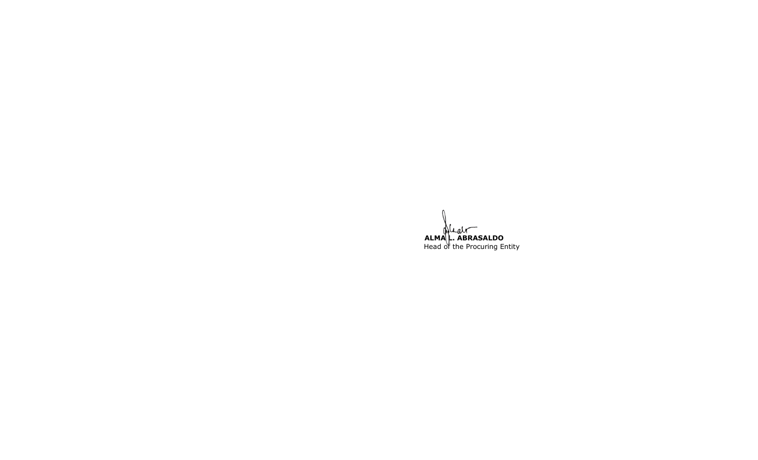**ALMA L. ABRASALDO**
Head of the Procuring Entity